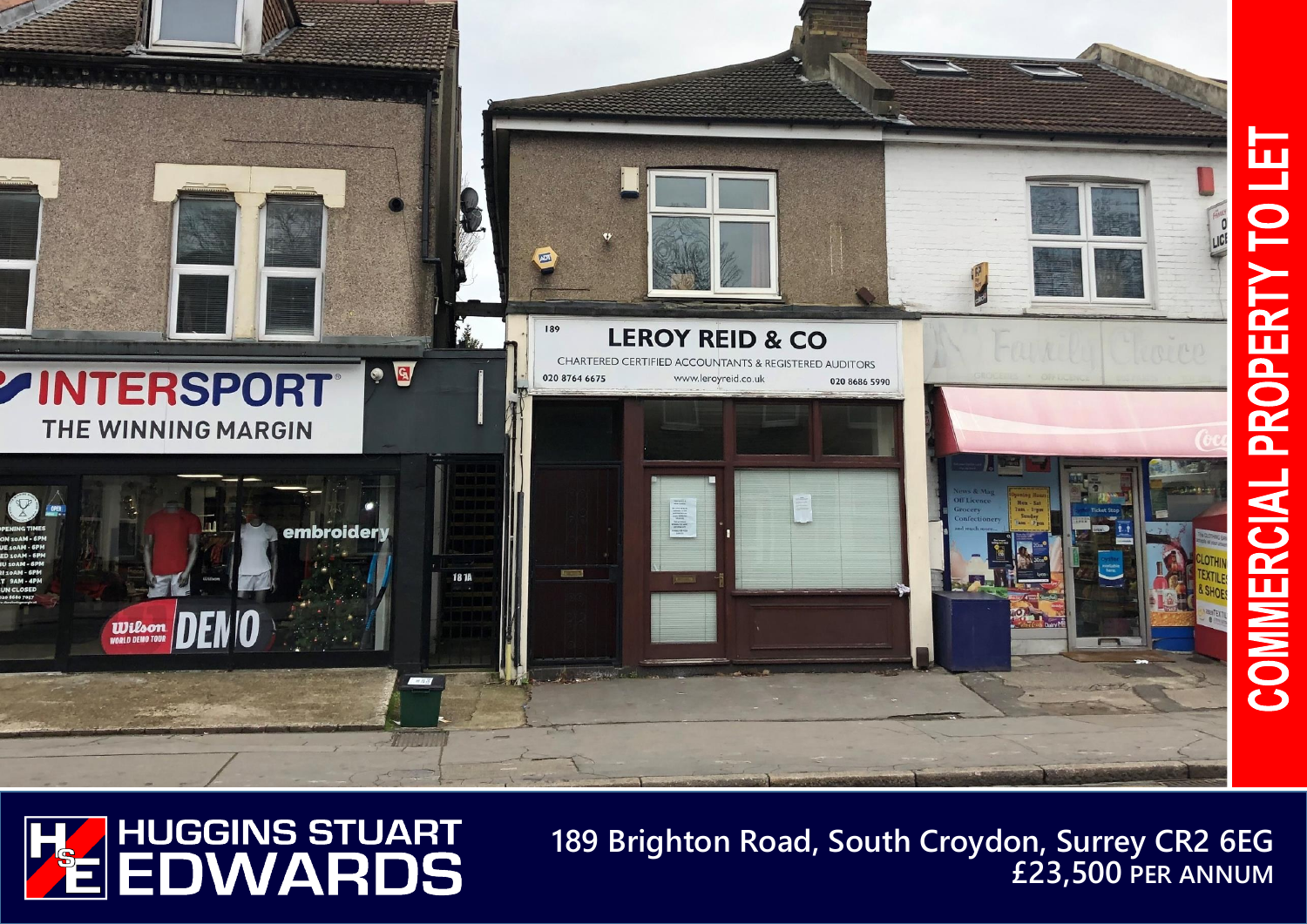# COMMERCIAL PROPERTY TO LET

**HUGGINS STUART EDWARDS**

**189 Brighton Road, South Croydon, Surrey CR2 6EG**
**£23,500 PER ANNUM**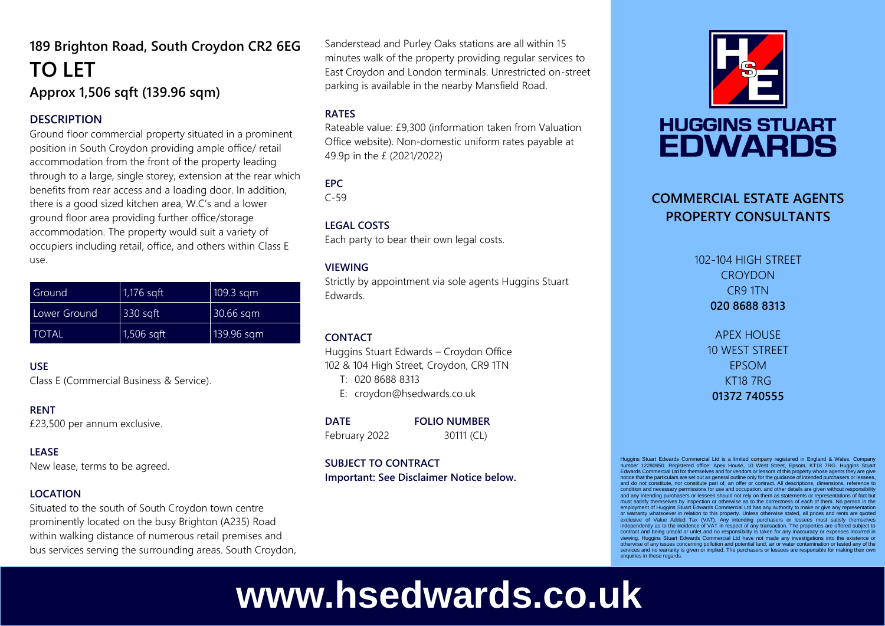# 189 Brighton Road, South Croydon CR2 6EG

# TO LET

### Approx 1,506 sqft (139.96 sqm)

**DESCRIPTION**

Ground floor commercial property situated in a prominent position in South Croydon providing ample office/ retail accommodation from the front of the property leading through to a large, single storey, extension at the rear which benefits from rear access and a loading door. In addition, there is a good sized kitchen area, W.C's and a lower ground floor area providing further office/storage accommodation. The property would suit a variety of occupiers including retail, office, and others within Class E use.

| Ground | 1,176 sqft | 109.3 sqm |
|---|---|---|
| Lower Ground | 330 sqft | 30.66 sqm |
| TOTAL | 1,506 sqft | 139.96 sqm |

**USE**

Class E (Commercial Business & Service).

**RENT**

£23,500 per annum exclusive.

**LEASE**

New lease, terms to be agreed.

**LOCATION**

Situated to the south of South Croydon town centre prominently located on the busy Brighton (A235) Road within walking distance of numerous retail premises and bus services serving the surrounding areas. South Croydon, Sanderstead and Purley Oaks stations are all within 15 minutes walk of the property providing regular services to East Croydon and London terminals. Unrestricted on-street parking is available in the nearby Mansfield Road.

**RATES**

Rateable value: £9,300 (information taken from Valuation Office website). Non-domestic uniform rates payable at 49.9p in the £ (2021/2022)

**EPC**

C-59

**LEGAL COSTS**

Each party to bear their own legal costs.

**VIEWING**

Strictly by appointment via sole agents Huggins Stuart Edwards.

**CONTACT**

Huggins Stuart Edwards – Croydon Office
102 & 104 High Street, Croydon, CR9 1TN

T: 020 8688 8313
E: croydon@hsedwards.co.uk

| DATE | FOLIO NUMBER |
|---|---|
| February 2022 | 30111 (CL) |

**SUBJECT TO CONTRACT**
**Important: See Disclaimer Notice below.**

HUGGINS STUART EDWARDS

**COMMERCIAL ESTATE AGENTS PROPERTY CONSULTANTS**

102-104 HIGH STREET
CROYDON
CR9 1TN
**020 8688 8313**

APEX HOUSE
10 WEST STREET
EPSOM
KT18 7RG
**01372 740555**

Huggins Stuart Edwards Commercial Ltd is a limited company registered in England & Wales. Company number 12280950. Registered office: Apex House, 10 West Street, Epsom, KT18 7RG. Huggins Stuart Edwards Commercial Ltd for themselves and for vendors or lessors of this property whose agents they are give notice that the particulars are set out as general outline only for the guidance of intended purchasers or lessees, and do not constitute, nor constitute part of, an offer or contract. All descriptions, dimensions, reference to condition and necessary permissions for use and occupation, and other details are given without responsibility and any intending purchasers or lessees should not rely on them as statements or representations of fact but must satisfy themselves by inspection or otherwise as to the correctness of each of them. No person in the employment of Huggins Stuart Edwards Commercial Ltd has any authority to make or give any representation or warranty whatsoever in relation to this property. Unless otherwise stated, all prices and rents are quoted exclusive of Value Added Tax (VAT). Any intending purchasers or lessees must satisfy themselves independently as to the incidence of VAT in respect of any transaction. The properties are offered subject to contract and being unsold or unlet and no responsibility is taken for any inaccuracy or expenses incurred in viewing. Huggins Stuart Edwards Commercial Ltd have not made any investigations into the existence or otherwise of any issues concerning pollution and potential land, air or water contamination or tested any of the services and no warranty is given or implied. The purchasers or lessees are responsible for making their own enquiries in these regards.

**www.hsedwards.co.uk**